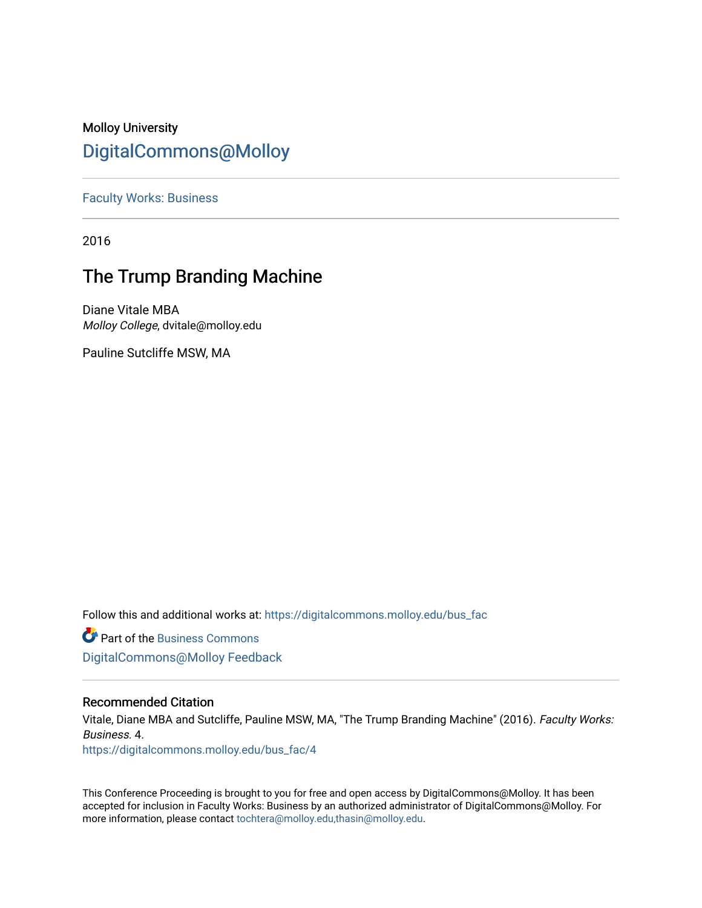Molloy University

# DigitalCommons@Molloy

Faculty Works: Business

2016

## The Trump Branding Machine

Diane Vitale MBA
*Molloy College*, dvitale@molloy.edu

Pauline Sutcliffe MSW, MA

Follow this and additional works at: https://digitalcommons.molloy.edu/bus_fac

Part of the Business Commons

DigitalCommons@Molloy Feedback

### Recommended Citation

Vitale, Diane MBA and Sutcliffe, Pauline MSW, MA, "The Trump Branding Machine" (2016). *Faculty Works: Business*. 4.
https://digitalcommons.molloy.edu/bus_fac/4

This Conference Proceeding is brought to you for free and open access by DigitalCommons@Molloy. It has been accepted for inclusion in Faculty Works: Business by an authorized administrator of DigitalCommons@Molloy. For more information, please contact tochtera@molloy.edu,thasin@molloy.edu.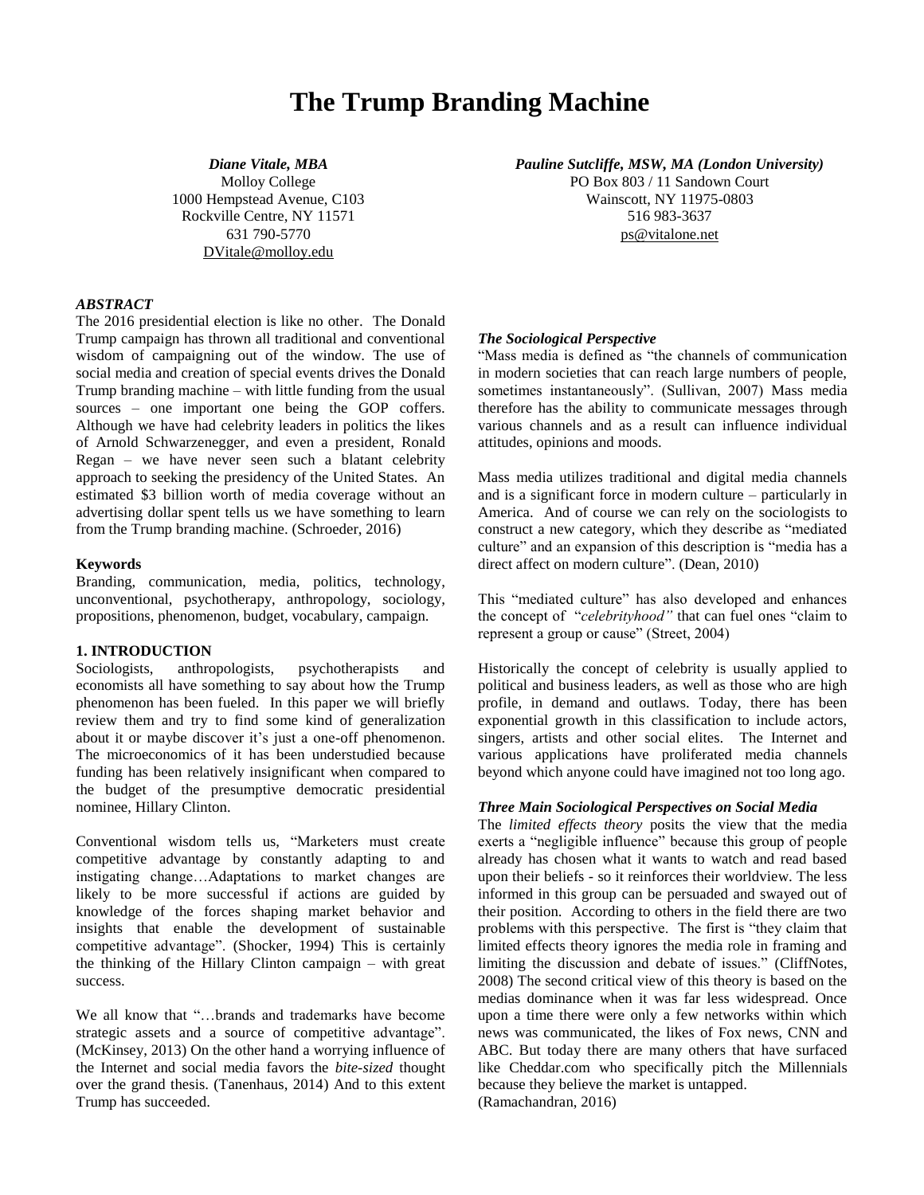# The Trump Branding Machine

***Diane Vitale, MBA***
Molloy College
1000 Hempstead Avenue, C103
Rockville Centre, NY 11571
631 790-5770
DVitale@molloy.edu

***Pauline Sutcliffe, MSW, MA (London University)***
PO Box 803 / 11 Sandown Court
Wainscott, NY 11975-0803
516 983-3637
ps@vitalone.net

### *ABSTRACT*

The 2016 presidential election is like no other. The Donald Trump campaign has thrown all traditional and conventional wisdom of campaigning out of the window. The use of social media and creation of special events drives the Donald Trump branding machine – with little funding from the usual sources – one important one being the GOP coffers. Although we have had celebrity leaders in politics the likes of Arnold Schwarzenegger, and even a president, Ronald Regan – we have never seen such a blatant celebrity approach to seeking the presidency of the United States. An estimated $3 billion worth of media coverage without an advertising dollar spent tells us we have something to learn from the Trump branding machine. (Schroeder, 2016)

### Keywords

Branding, communication, media, politics, technology, unconventional, psychotherapy, anthropology, sociology, propositions, phenomenon, budget, vocabulary, campaign.

## 1. INTRODUCTION

Sociologists, anthropologists, psychotherapists and economists all have something to say about how the Trump phenomenon has been fueled. In this paper we will briefly review them and try to find some kind of generalization about it or maybe discover it's just a one-off phenomenon. The microeconomics of it has been understudied because funding has been relatively insignificant when compared to the budget of the presumptive democratic presidential nominee, Hillary Clinton.

Conventional wisdom tells us, "Marketers must create competitive advantage by constantly adapting to and instigating change…Adaptations to market changes are likely to be more successful if actions are guided by knowledge of the forces shaping market behavior and insights that enable the development of sustainable competitive advantage". (Shocker, 1994) This is certainly the thinking of the Hillary Clinton campaign – with great success.

We all know that "…brands and trademarks have become strategic assets and a source of competitive advantage". (McKinsey, 2013) On the other hand a worrying influence of the Internet and social media favors the *bite-sized* thought over the grand thesis. (Tanenhaus, 2014) And to this extent Trump has succeeded.

### *The Sociological Perspective*

"Mass media is defined as "the channels of communication in modern societies that can reach large numbers of people, sometimes instantaneously". (Sullivan, 2007) Mass media therefore has the ability to communicate messages through various channels and as a result can influence individual attitudes, opinions and moods.

Mass media utilizes traditional and digital media channels and is a significant force in modern culture – particularly in America. And of course we can rely on the sociologists to construct a new category, which they describe as "mediated culture" and an expansion of this description is "media has a direct affect on modern culture". (Dean, 2010)

This "mediated culture" has also developed and enhances the concept of "*celebrityhood"* that can fuel ones "claim to represent a group or cause" (Street, 2004)

Historically the concept of celebrity is usually applied to political and business leaders, as well as those who are high profile, in demand and outlaws. Today, there has been exponential growth in this classification to include actors, singers, artists and other social elites. The Internet and various applications have proliferated media channels beyond which anyone could have imagined not too long ago.

### *Three Main Sociological Perspectives on Social Media*

The *limited effects theory* posits the view that the media exerts a "negligible influence" because this group of people already has chosen what it wants to watch and read based upon their beliefs - so it reinforces their worldview. The less informed in this group can be persuaded and swayed out of their position. According to others in the field there are two problems with this perspective. The first is "they claim that limited effects theory ignores the media role in framing and limiting the discussion and debate of issues." (CliffNotes, 2008) The second critical view of this theory is based on the medias dominance when it was far less widespread. Once upon a time there were only a few networks within which news was communicated, the likes of Fox news, CNN and ABC. But today there are many others that have surfaced like Cheddar.com who specifically pitch the Millennials because they believe the market is untapped.
(Ramachandran, 2016)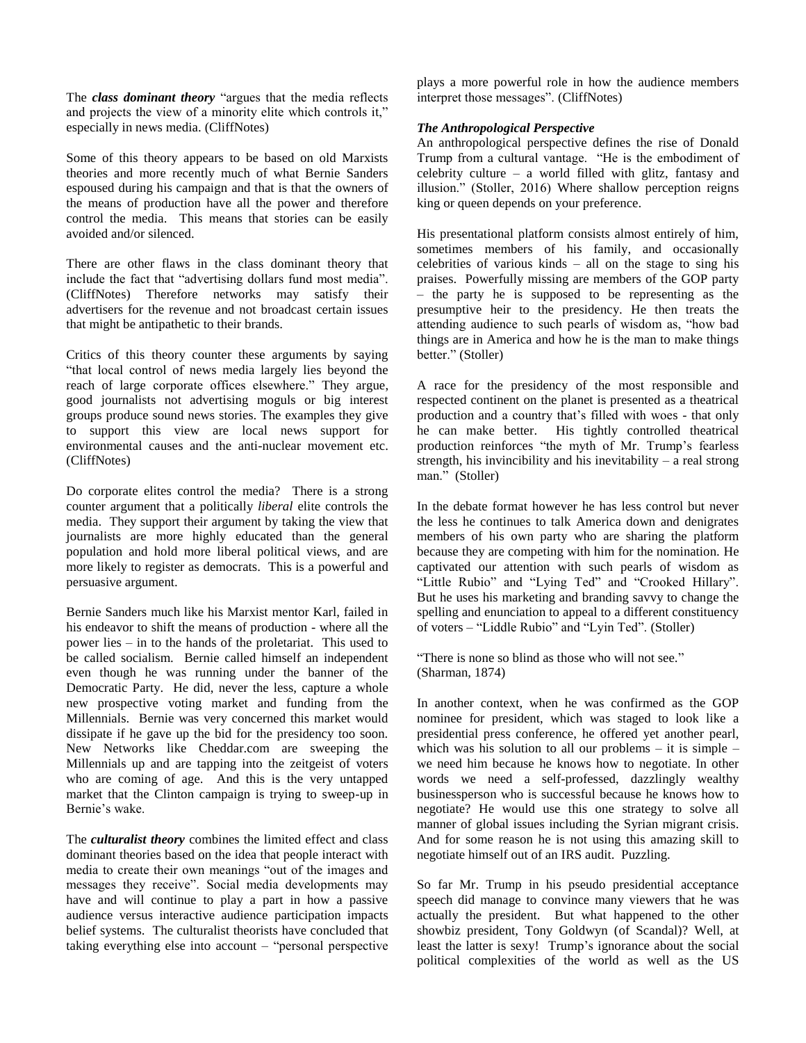The ***class dominant theory*** "argues that the media reflects and projects the view of a minority elite which controls it," especially in news media. (CliffNotes)

Some of this theory appears to be based on old Marxists theories and more recently much of what Bernie Sanders espoused during his campaign and that is that the owners of the means of production have all the power and therefore control the media. This means that stories can be easily avoided and/or silenced.

There are other flaws in the class dominant theory that include the fact that "advertising dollars fund most media". (CliffNotes) Therefore networks may satisfy their advertisers for the revenue and not broadcast certain issues that might be antipathetic to their brands.

Critics of this theory counter these arguments by saying "that local control of news media largely lies beyond the reach of large corporate offices elsewhere." They argue, good journalists not advertising moguls or big interest groups produce sound news stories. The examples they give to support this view are local news support for environmental causes and the anti-nuclear movement etc. (CliffNotes)

Do corporate elites control the media? There is a strong counter argument that a politically *liberal* elite controls the media. They support their argument by taking the view that journalists are more highly educated than the general population and hold more liberal political views, and are more likely to register as democrats. This is a powerful and persuasive argument.

Bernie Sanders much like his Marxist mentor Karl, failed in his endeavor to shift the means of production - where all the power lies – in to the hands of the proletariat. This used to be called socialism. Bernie called himself an independent even though he was running under the banner of the Democratic Party. He did, never the less, capture a whole new prospective voting market and funding from the Millennials. Bernie was very concerned this market would dissipate if he gave up the bid for the presidency too soon. New Networks like Cheddar.com are sweeping the Millennials up and are tapping into the zeitgeist of voters who are coming of age. And this is the very untapped market that the Clinton campaign is trying to sweep-up in Bernie's wake.

The ***culturalist theory*** combines the limited effect and class dominant theories based on the idea that people interact with media to create their own meanings "out of the images and messages they receive". Social media developments may have and will continue to play a part in how a passive audience versus interactive audience participation impacts belief systems. The culturalist theorists have concluded that taking everything else into account – "personal perspective plays a more powerful role in how the audience members interpret those messages". (CliffNotes)

***The Anthropological Perspective***

An anthropological perspective defines the rise of Donald Trump from a cultural vantage. "He is the embodiment of celebrity culture – a world filled with glitz, fantasy and illusion." (Stoller, 2016) Where shallow perception reigns king or queen depends on your preference.

His presentational platform consists almost entirely of him, sometimes members of his family, and occasionally celebrities of various kinds – all on the stage to sing his praises. Powerfully missing are members of the GOP party – the party he is supposed to be representing as the presumptive heir to the presidency. He then treats the attending audience to such pearls of wisdom as, "how bad things are in America and how he is the man to make things better." (Stoller)

A race for the presidency of the most responsible and respected continent on the planet is presented as a theatrical production and a country that's filled with woes - that only he can make better. His tightly controlled theatrical production reinforces "the myth of Mr. Trump's fearless strength, his invincibility and his inevitability – a real strong man." (Stoller)

In the debate format however he has less control but never the less he continues to talk America down and denigrates members of his own party who are sharing the platform because they are competing with him for the nomination. He captivated our attention with such pearls of wisdom as "Little Rubio" and "Lying Ted" and "Crooked Hillary". But he uses his marketing and branding savvy to change the spelling and enunciation to appeal to a different constituency of voters – "Liddle Rubio" and "Lyin Ted". (Stoller)

"There is none so blind as those who will not see." (Sharman, 1874)

In another context, when he was confirmed as the GOP nominee for president, which was staged to look like a presidential press conference, he offered yet another pearl, which was his solution to all our problems – it is simple – we need him because he knows how to negotiate. In other words we need a self-professed, dazzlingly wealthy businessperson who is successful because he knows how to negotiate? He would use this one strategy to solve all manner of global issues including the Syrian migrant crisis. And for some reason he is not using this amazing skill to negotiate himself out of an IRS audit. Puzzling.

So far Mr. Trump in his pseudo presidential acceptance speech did manage to convince many viewers that he was actually the president. But what happened to the other showbiz president, Tony Goldwyn (of Scandal)? Well, at least the latter is sexy! Trump's ignorance about the social political complexities of the world as well as the US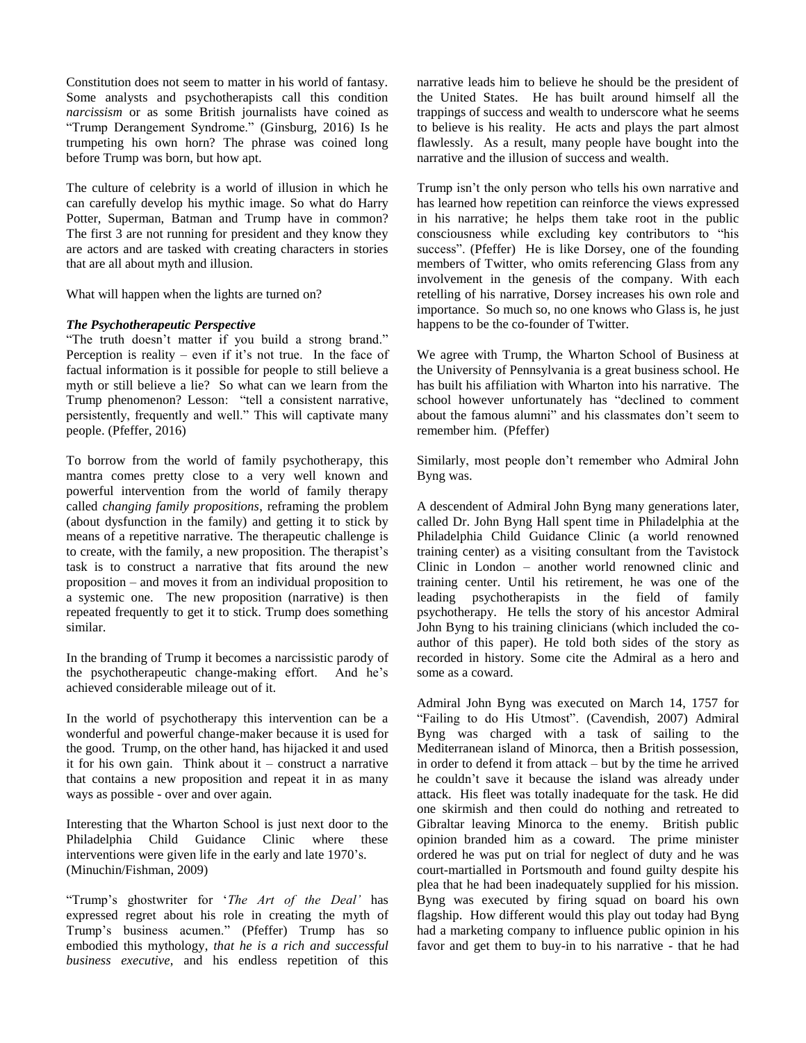Constitution does not seem to matter in his world of fantasy. Some analysts and psychotherapists call this condition *narcissism* or as some British journalists have coined as "Trump Derangement Syndrome." (Ginsburg, 2016) Is he trumpeting his own horn? The phrase was coined long before Trump was born, but how apt.

The culture of celebrity is a world of illusion in which he can carefully develop his mythic image. So what do Harry Potter, Superman, Batman and Trump have in common? The first 3 are not running for president and they know they are actors and are tasked with creating characters in stories that are all about myth and illusion.

What will happen when the lights are turned on?

### *The Psychotherapeutic Perspective*

"The truth doesn't matter if you build a strong brand." Perception is reality – even if it's not true. In the face of factual information is it possible for people to still believe a myth or still believe a lie? So what can we learn from the Trump phenomenon? Lesson: "tell a consistent narrative, persistently, frequently and well." This will captivate many people. (Pfeffer, 2016)

To borrow from the world of family psychotherapy, this mantra comes pretty close to a very well known and powerful intervention from the world of family therapy called *changing family propositions*, reframing the problem (about dysfunction in the family) and getting it to stick by means of a repetitive narrative. The therapeutic challenge is to create, with the family, a new proposition. The therapist's task is to construct a narrative that fits around the new proposition – and moves it from an individual proposition to a systemic one. The new proposition (narrative) is then repeated frequently to get it to stick. Trump does something similar.

In the branding of Trump it becomes a narcissistic parody of the psychotherapeutic change-making effort. And he's achieved considerable mileage out of it.

In the world of psychotherapy this intervention can be a wonderful and powerful change-maker because it is used for the good. Trump, on the other hand, has hijacked it and used it for his own gain. Think about it – construct a narrative that contains a new proposition and repeat it in as many ways as possible - over and over again.

Interesting that the Wharton School is just next door to the Philadelphia Child Guidance Clinic where these interventions were given life in the early and late 1970's. (Minuchin/Fishman, 2009)

"Trump's ghostwriter for '*The Art of the Deal'* has expressed regret about his role in creating the myth of Trump's business acumen." (Pfeffer) Trump has so embodied this mythology, *that he is a rich and successful business executive*, and his endless repetition of this narrative leads him to believe he should be the president of the United States. He has built around himself all the trappings of success and wealth to underscore what he seems to believe is his reality. He acts and plays the part almost flawlessly. As a result, many people have bought into the narrative and the illusion of success and wealth.

Trump isn't the only person who tells his own narrative and has learned how repetition can reinforce the views expressed in his narrative; he helps them take root in the public consciousness while excluding key contributors to "his success". (Pfeffer) He is like Dorsey, one of the founding members of Twitter, who omits referencing Glass from any involvement in the genesis of the company. With each retelling of his narrative, Dorsey increases his own role and importance. So much so, no one knows who Glass is, he just happens to be the co-founder of Twitter.

We agree with Trump, the Wharton School of Business at the University of Pennsylvania is a great business school. He has built his affiliation with Wharton into his narrative. The school however unfortunately has "declined to comment about the famous alumni" and his classmates don't seem to remember him. (Pfeffer)

Similarly, most people don't remember who Admiral John Byng was.

A descendent of Admiral John Byng many generations later, called Dr. John Byng Hall spent time in Philadelphia at the Philadelphia Child Guidance Clinic (a world renowned training center) as a visiting consultant from the Tavistock Clinic in London – another world renowned clinic and training center. Until his retirement, he was one of the leading psychotherapists in the field of family psychotherapy. He tells the story of his ancestor Admiral John Byng to his training clinicians (which included the co-author of this paper). He told both sides of the story as recorded in history. Some cite the Admiral as a hero and some as a coward.

Admiral John Byng was executed on March 14, 1757 for "Failing to do His Utmost". (Cavendish, 2007) Admiral Byng was charged with a task of sailing to the Mediterranean island of Minorca, then a British possession, in order to defend it from attack – but by the time he arrived he couldn't save it because the island was already under attack. His fleet was totally inadequate for the task. He did one skirmish and then could do nothing and retreated to Gibraltar leaving Minorca to the enemy. British public opinion branded him as a coward. The prime minister ordered he was put on trial for neglect of duty and he was court-martialled in Portsmouth and found guilty despite his plea that he had been inadequately supplied for his mission. Byng was executed by firing squad on board his own flagship. How different would this play out today had Byng had a marketing company to influence public opinion in his favor and get them to buy-in to his narrative - that he had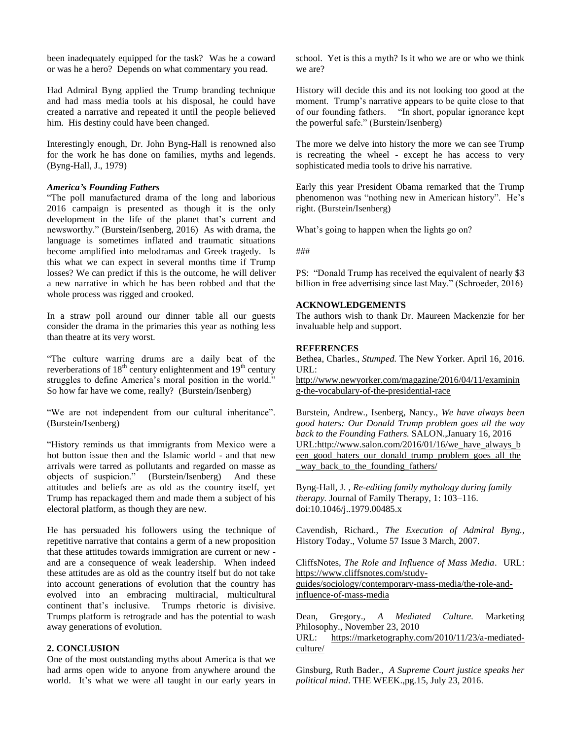been inadequately equipped for the task? Was he a coward or was he a hero? Depends on what commentary you read.

Had Admiral Byng applied the Trump branding technique and had mass media tools at his disposal, he could have created a narrative and repeated it until the people believed him. His destiny could have been changed.

Interestingly enough, Dr. John Byng-Hall is renowned also for the work he has done on families, myths and legends. (Byng-Hall, J., 1979)

### *America's Founding Fathers*

"The poll manufactured drama of the long and laborious 2016 campaign is presented as though it is the only development in the life of the planet that's current and newsworthy." (Burstein/Isenberg, 2016) As with drama, the language is sometimes inflated and traumatic situations become amplified into melodramas and Greek tragedy. Is this what we can expect in several months time if Trump losses? We can predict if this is the outcome, he will deliver a new narrative in which he has been robbed and that the whole process was rigged and crooked.

In a straw poll around our dinner table all our guests consider the drama in the primaries this year as nothing less than theatre at its very worst.

"The culture warring drums are a daily beat of the reverberations of 18th century enlightenment and 19th century struggles to define America's moral position in the world." So how far have we come, really? (Burstein/Isenberg)

"We are not independent from our cultural inheritance". (Burstein/Isenberg)

"History reminds us that immigrants from Mexico were a hot button issue then and the Islamic world - and that new arrivals were tarred as pollutants and regarded on masse as objects of suspicion." (Burstein/Isenberg) And these attitudes and beliefs are as old as the country itself, yet Trump has repackaged them and made them a subject of his electoral platform, as though they are new.

He has persuaded his followers using the technique of repetitive narrative that contains a germ of a new proposition that these attitudes towards immigration are current or new - and are a consequence of weak leadership. When indeed these attitudes are as old as the country itself but do not take into account generations of evolution that the country has evolved into an embracing multiracial, multicultural continent that's inclusive. Trumps rhetoric is divisive. Trumps platform is retrograde and has the potential to wash away generations of evolution.

## 2. CONCLUSION

One of the most outstanding myths about America is that we had arms open wide to anyone from anywhere around the world. It's what we were all taught in our early years in school. Yet is this a myth? Is it who we are or who we think we are?

History will decide this and its not looking too good at the moment. Trump's narrative appears to be quite close to that of our founding fathers. "In short, popular ignorance kept the powerful safe." (Burstein/Isenberg)

The more we delve into history the more we can see Trump is recreating the wheel - except he has access to very sophisticated media tools to drive his narrative.

Early this year President Obama remarked that the Trump phenomenon was "nothing new in American history". He's right. (Burstein/Isenberg)

What's going to happen when the lights go on?

###

PS: "Donald Trump has received the equivalent of nearly $3 billion in free advertising since last May." (Schroeder, 2016)

## ACKNOWLEDGEMENTS

The authors wish to thank Dr. Maureen Mackenzie for her invaluable help and support.

## REFERENCES

Bethea, Charles., *Stumped.* The New Yorker. April 16, 2016. URL: http://www.newyorker.com/magazine/2016/04/11/examining-the-vocabulary-of-the-presidential-race

Burstein, Andrew., Isenberg, Nancy., *We have always been good haters: Our Donald Trump problem goes all the way back to the Founding Fathers.* SALON.,January 16, 2016 URL:http://www.salon.com/2016/01/16/we_have_always_been_good_haters_our_donald_trump_problem_goes_all_the_way_back_to_the_founding_fathers/

Byng-Hall, J. , *Re-editing family mythology during family therapy.* Journal of Family Therapy, 1: 103–116. doi:10.1046/j..1979.00485.x

Cavendish, Richard., *The Execution of Admiral Byng.,* History Today., Volume 57 Issue 3 March, 2007.

CliffsNotes, *The Role and Influence of Mass Media*. URL: https://www.cliffsnotes.com/study-guides/sociology/contemporary-mass-media/the-role-and-influence-of-mass-media

Dean, Gregory., *A Mediated Culture.* Marketing Philosophy., November 23, 2010 URL: https://marketography.com/2010/11/23/a-mediated-culture/

Ginsburg, Ruth Bader., *A Supreme Court justice speaks her political mind*. THE WEEK.,pg.15, July 23, 2016.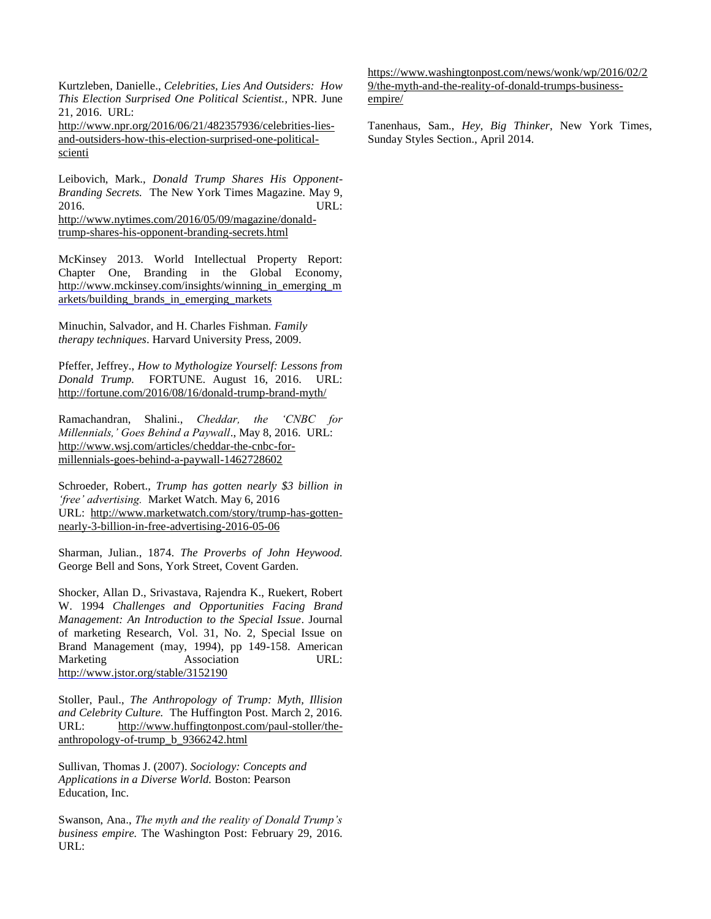Kurtzleben, Danielle., *Celebrities, Lies And Outsiders: How This Election Surprised One Political Scientist.*, NPR. June 21, 2016. URL: http://www.npr.org/2016/06/21/482357936/celebrities-lies-and-outsiders-how-this-election-surprised-one-political-scienti

Leibovich, Mark., *Donald Trump Shares His Opponent-Branding Secrets.* The New York Times Magazine. May 9, 2016. URL: http://www.nytimes.com/2016/05/09/magazine/donald-trump-shares-his-opponent-branding-secrets.html

McKinsey 2013. World Intellectual Property Report: Chapter One, Branding in the Global Economy, http://www.mckinsey.com/insights/winning_in_emerging_markets/building_brands_in_emerging_markets

Minuchin, Salvador, and H. Charles Fishman. *Family therapy techniques*. Harvard University Press, 2009.

Pfeffer, Jeffrey., *How to Mythologize Yourself: Lessons from Donald Trump.* FORTUNE. August 16, 2016. URL: http://fortune.com/2016/08/16/donald-trump-brand-myth/

Ramachandran, Shalini., *Cheddar, the 'CNBC for Millennials,' Goes Behind a Paywall*., May 8, 2016. URL: http://www.wsj.com/articles/cheddar-the-cnbc-for-millennials-goes-behind-a-paywall-1462728602

Schroeder, Robert., *Trump has gotten nearly $3 billion in 'free' advertising.* Market Watch. May 6, 2016 URL: http://www.marketwatch.com/story/trump-has-gotten-nearly-3-billion-in-free-advertising-2016-05-06

Sharman, Julian., 1874. *The Proverbs of John Heywood.* George Bell and Sons, York Street, Covent Garden.

Shocker, Allan D., Srivastava, Rajendra K., Ruekert, Robert W. 1994 *Challenges and Opportunities Facing Brand Management: An Introduction to the Special Issue*. Journal of marketing Research, Vol. 31, No. 2, Special Issue on Brand Management (may, 1994), pp 149-158. American Marketing Association URL: http://www.jstor.org/stable/3152190

Stoller, Paul., *The Anthropology of Trump: Myth, Illision and Celebrity Culture.* The Huffington Post. March 2, 2016. URL: http://www.huffingtonpost.com/paul-stoller/the-anthropology-of-trump_b_9366242.html

Sullivan, Thomas J. (2007). *Sociology: Concepts and Applications in a Diverse World.* Boston: Pearson Education, Inc.

Swanson, Ana., *The myth and the reality of Donald Trump's business empire.* The Washington Post: February 29, 2016. URL: https://www.washingtonpost.com/news/wonk/wp/2016/02/29/the-myth-and-the-reality-of-donald-trumps-business-empire/

Tanenhaus, Sam., *Hey, Big Thinker*, New York Times, Sunday Styles Section., April 2014.